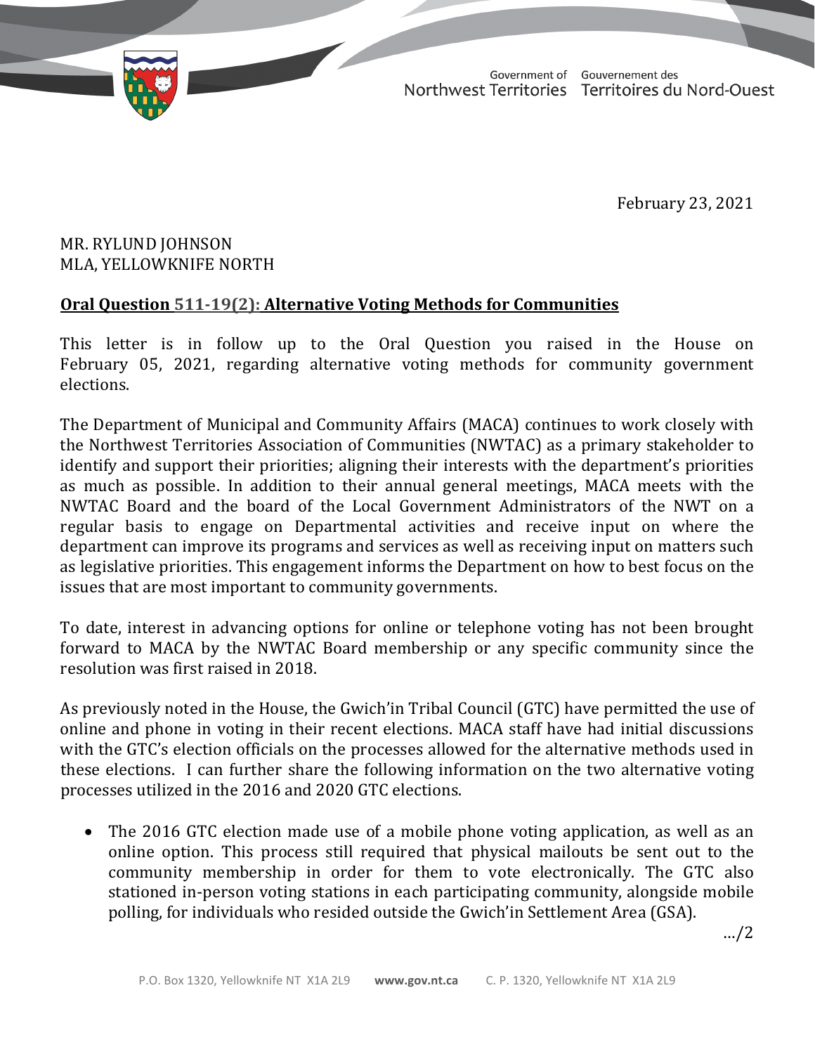Government of Northwest Territories | Gouvernement des Territoires du Nord-Ouest

February 23, 2021

MR. RYLUND JOHNSON
MLA, YELLOWKNIFE NORTH

**Oral Question 511-19(2): Alternative Voting Methods for Communities**

This letter is in follow up to the Oral Question you raised in the House on February 05, 2021, regarding alternative voting methods for community government elections.

The Department of Municipal and Community Affairs (MACA) continues to work closely with the Northwest Territories Association of Communities (NWTAC) as a primary stakeholder to identify and support their priorities; aligning their interests with the department's priorities as much as possible. In addition to their annual general meetings, MACA meets with the NWTAC Board and the board of the Local Government Administrators of the NWT on a regular basis to engage on Departmental activities and receive input on where the department can improve its programs and services as well as receiving input on matters such as legislative priorities. This engagement informs the Department on how to best focus on the issues that are most important to community governments.

To date, interest in advancing options for online or telephone voting has not been brought forward to MACA by the NWTAC Board membership or any specific community since the resolution was first raised in 2018.

As previously noted in the House, the Gwich'in Tribal Council (GTC) have permitted the use of online and phone in voting in their recent elections. MACA staff have had initial discussions with the GTC's election officials on the processes allowed for the alternative methods used in these elections. I can further share the following information on the two alternative voting processes utilized in the 2016 and 2020 GTC elections.

- The 2016 GTC election made use of a mobile phone voting application, as well as an online option. This process still required that physical mailouts be sent out to the community membership in order for them to vote electronically. The GTC also stationed in-person voting stations in each participating community, alongside mobile polling, for individuals who resided outside the Gwich'in Settlement Area (GSA).

…/2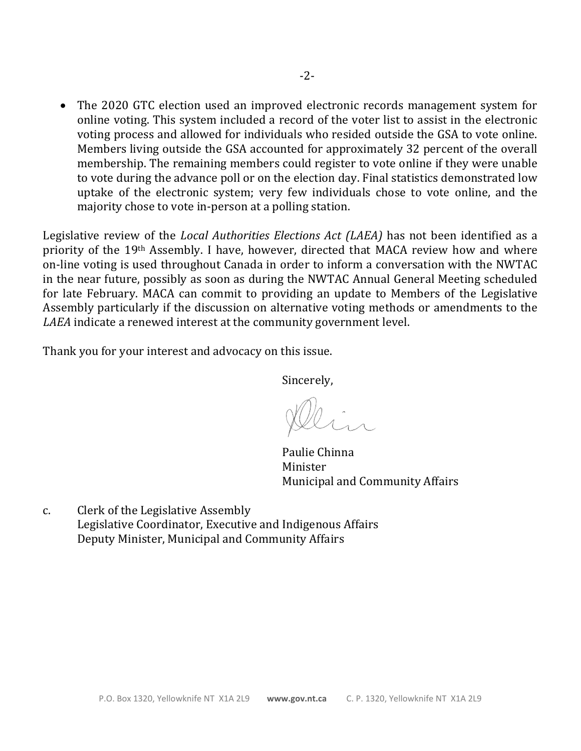- The 2020 GTC election used an improved electronic records management system for online voting. This system included a record of the voter list to assist in the electronic voting process and allowed for individuals who resided outside the GSA to vote online. Members living outside the GSA accounted for approximately 32 percent of the overall membership. The remaining members could register to vote online if they were unable to vote during the advance poll or on the election day. Final statistics demonstrated low uptake of the electronic system; very few individuals chose to vote online, and the majority chose to vote in-person at a polling station.

Legislative review of the *Local Authorities Elections Act (LAEA)* has not been identified as a priority of the 19th Assembly. I have, however, directed that MACA review how and where on-line voting is used throughout Canada in order to inform a conversation with the NWTAC in the near future, possibly as soon as during the NWTAC Annual General Meeting scheduled for late February. MACA can commit to providing an update to Members of the Legislative Assembly particularly if the discussion on alternative voting methods or amendments to the *LAEA* indicate a renewed interest at the community government level.

Thank you for your interest and advocacy on this issue.

Sincerely,

Paulie Chinna
Minister
Municipal and Community Affairs

c. Clerk of the Legislative Assembly
Legislative Coordinator, Executive and Indigenous Affairs
Deputy Minister, Municipal and Community Affairs